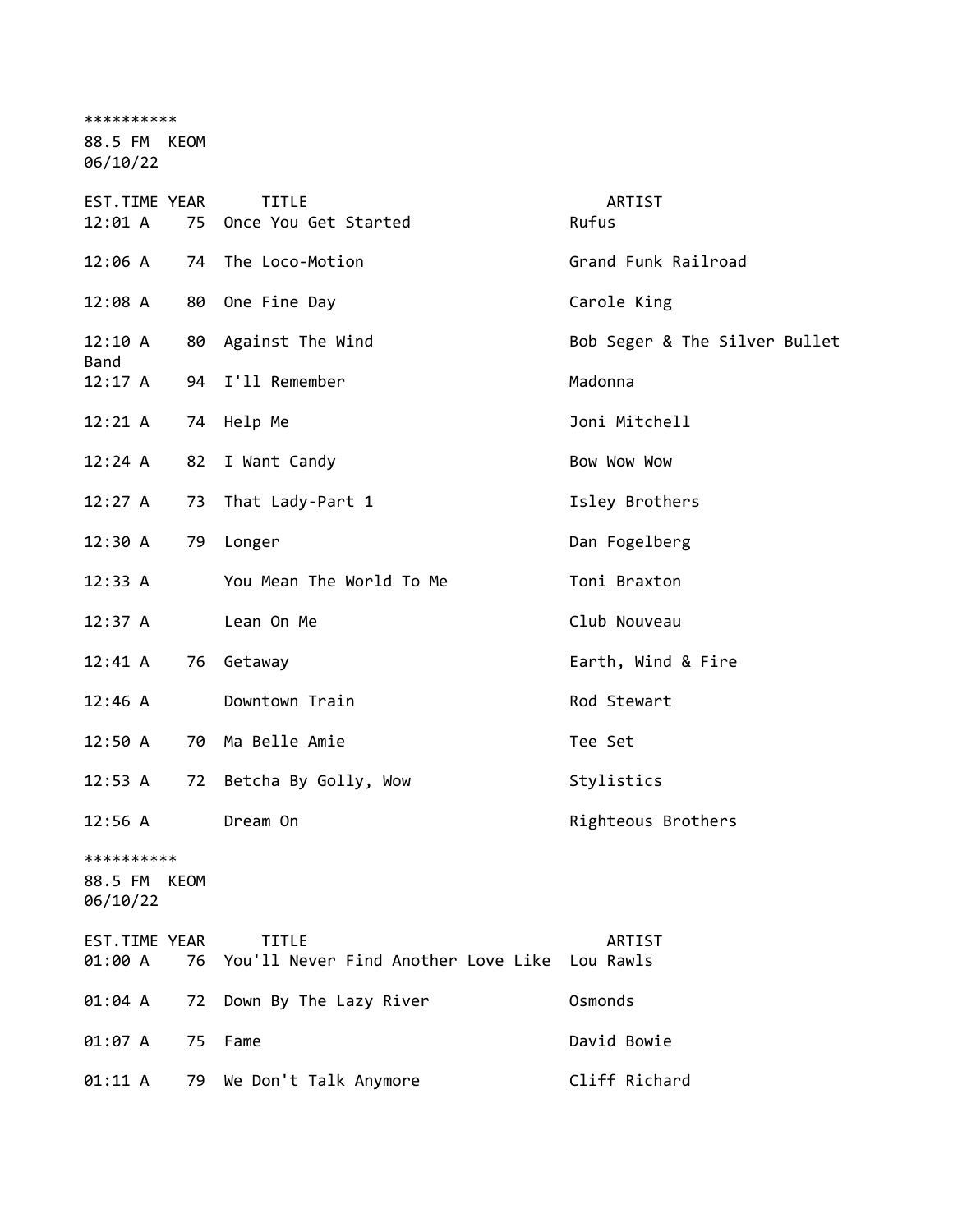**********
88.5 FM KEOM
06/10/22

| EST.TIME | YEAR | TITLE | ARTIST |
|---|---|---|---|
| 12:01 A | 75 | Once You Get Started | Rufus |
| 12:06 A | 74 | The Loco-Motion | Grand Funk Railroad |
| 12:08 A | 80 | One Fine Day | Carole King |
| 12:10 A | 80 | Against The Wind | Bob Seger & The Silver Bullet Band |
| 12:17 A | 94 | I'll Remember | Madonna |
| 12:21 A | 74 | Help Me | Joni Mitchell |
| 12:24 A | 82 | I Want Candy | Bow Wow Wow |
| 12:27 A | 73 | That Lady-Part 1 | Isley Brothers |
| 12:30 A | 79 | Longer | Dan Fogelberg |
| 12:33 A | | You Mean The World To Me | Toni Braxton |
| 12:37 A | | Lean On Me | Club Nouveau |
| 12:41 A | 76 | Getaway | Earth, Wind & Fire |
| 12:46 A | | Downtown Train | Rod Stewart |
| 12:50 A | 70 | Ma Belle Amie | Tee Set |
| 12:53 A | 72 | Betcha By Golly, Wow | Stylistics |
| 12:56 A | | Dream On | Righteous Brothers |

**********
88.5 FM KEOM
06/10/22

| EST.TIME | YEAR | TITLE | ARTIST |
|---|---|---|---|
| 01:00 A | 76 | You'll Never Find Another Love Like | Lou Rawls |
| 01:04 A | 72 | Down By The Lazy River | Osmonds |
| 01:07 A | 75 | Fame | David Bowie |
| 01:11 A | 79 | We Don't Talk Anymore | Cliff Richard |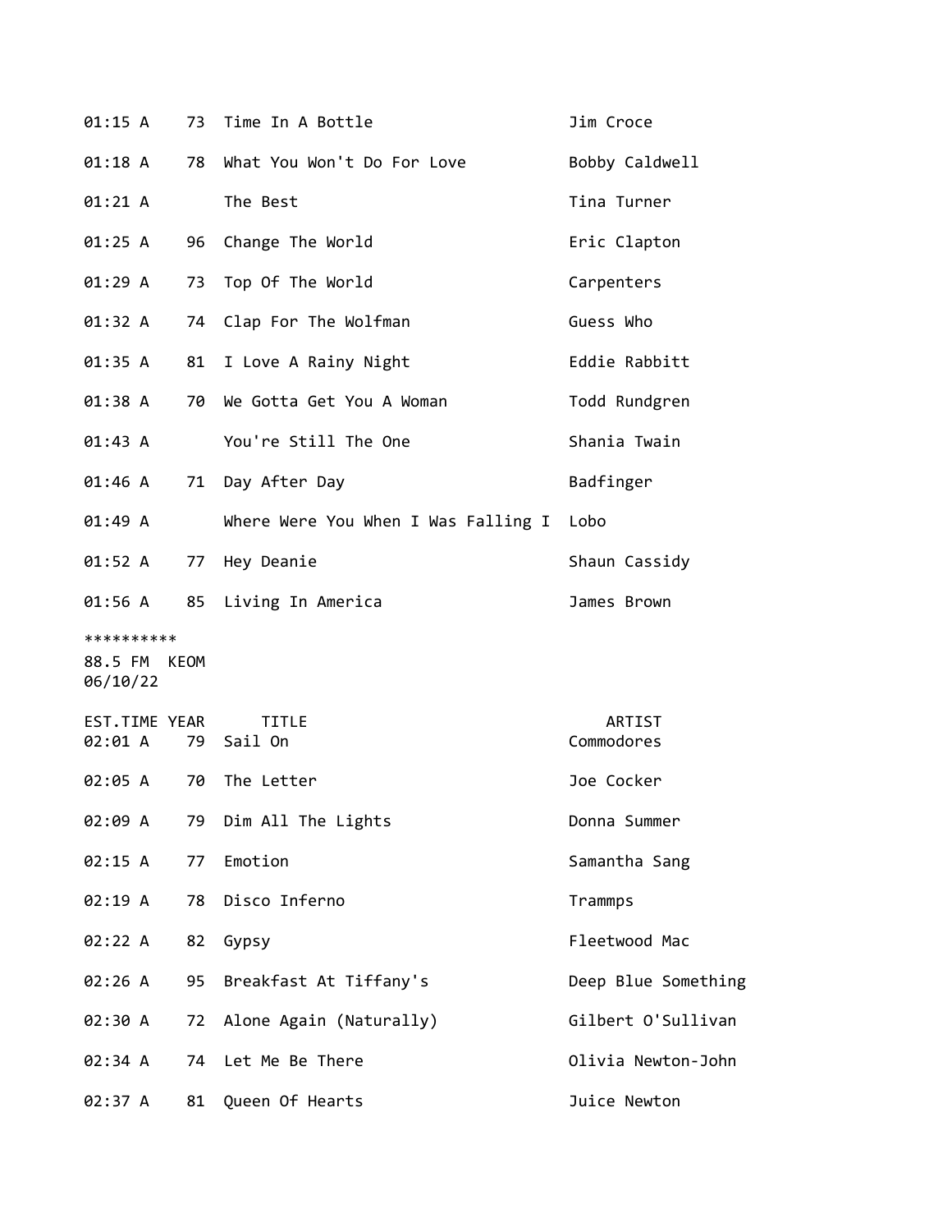| EST.TIME | YEAR | TITLE | ARTIST |
|---|---|---|---|
| 01:15 A | 73 | Time In A Bottle | Jim Croce |
| 01:18 A | 78 | What You Won't Do For Love | Bobby Caldwell |
| 01:21 A | | The Best | Tina Turner |
| 01:25 A | 96 | Change The World | Eric Clapton |
| 01:29 A | 73 | Top Of The World | Carpenters |
| 01:32 A | 74 | Clap For The Wolfman | Guess Who |
| 01:35 A | 81 | I Love A Rainy Night | Eddie Rabbitt |
| 01:38 A | 70 | We Gotta Get You A Woman | Todd Rundgren |
| 01:43 A | | You're Still The One | Shania Twain |
| 01:46 A | 71 | Day After Day | Badfinger |
| 01:49 A | | Where Were You When I Was Falling I | Lobo |
| 01:52 A | 77 | Hey Deanie | Shaun Cassidy |
| 01:56 A | 85 | Living In America | James Brown |

**********
88.5 FM KEOM
06/10/22

| EST.TIME | YEAR | TITLE | ARTIST |
|---|---|---|---|
| 02:01 A | 79 | Sail On | Commodores |
| 02:05 A | 70 | The Letter | Joe Cocker |
| 02:09 A | 79 | Dim All The Lights | Donna Summer |
| 02:15 A | 77 | Emotion | Samantha Sang |
| 02:19 A | 78 | Disco Inferno | Trammps |
| 02:22 A | 82 | Gypsy | Fleetwood Mac |
| 02:26 A | 95 | Breakfast At Tiffany's | Deep Blue Something |
| 02:30 A | 72 | Alone Again (Naturally) | Gilbert O'Sullivan |
| 02:34 A | 74 | Let Me Be There | Olivia Newton-John |
| 02:37 A | 81 | Queen Of Hearts | Juice Newton |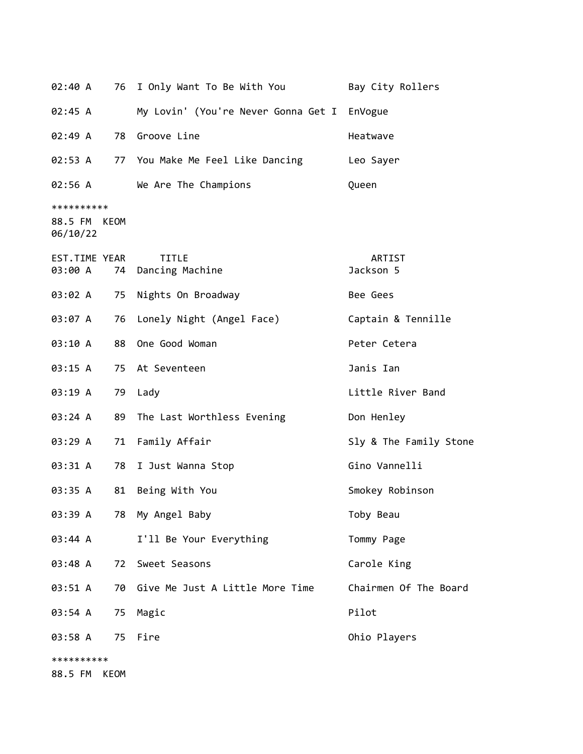| EST.TIME | YEAR | TITLE | ARTIST |
|---|---|---|---|
| 02:40 A | 76 | I Only Want To Be With You | Bay City Rollers |
| 02:45 A | | My Lovin' (You're Never Gonna Get I | EnVogue |
| 02:49 A | 78 | Groove Line | Heatwave |
| 02:53 A | 77 | You Make Me Feel Like Dancing | Leo Sayer |
| 02:56 A | | We Are The Champions | Queen |

**********
88.5 FM KEOM
06/10/22

| EST.TIME | YEAR | TITLE | ARTIST |
|---|---|---|---|
| 03:00 A | 74 | Dancing Machine | Jackson 5 |
| 03:02 A | 75 | Nights On Broadway | Bee Gees |
| 03:07 A | 76 | Lonely Night (Angel Face) | Captain & Tennille |
| 03:10 A | 88 | One Good Woman | Peter Cetera |
| 03:15 A | 75 | At Seventeen | Janis Ian |
| 03:19 A | 79 | Lady | Little River Band |
| 03:24 A | 89 | The Last Worthless Evening | Don Henley |
| 03:29 A | 71 | Family Affair | Sly & The Family Stone |
| 03:31 A | 78 | I Just Wanna Stop | Gino Vannelli |
| 03:35 A | 81 | Being With You | Smokey Robinson |
| 03:39 A | 78 | My Angel Baby | Toby Beau |
| 03:44 A | | I'll Be Your Everything | Tommy Page |
| 03:48 A | 72 | Sweet Seasons | Carole King |
| 03:51 A | 70 | Give Me Just A Little More Time | Chairmen Of The Board |
| 03:54 A | 75 | Magic | Pilot |
| 03:58 A | 75 | Fire | Ohio Players |

**********
88.5 FM KEOM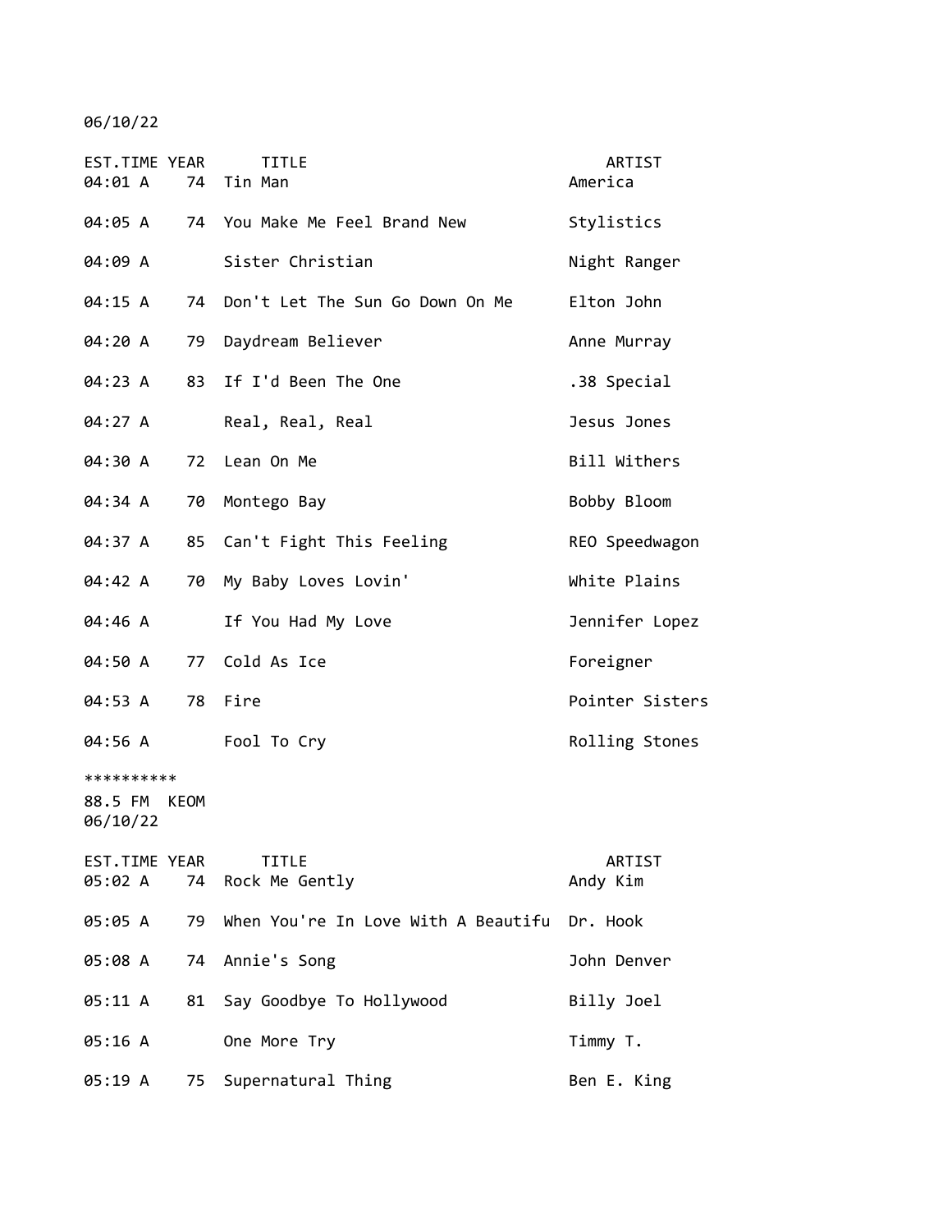06/10/22

| EST.TIME | YEAR | TITLE | ARTIST |
|---|---|---|---|
| 04:01 A | 74 | Tin Man | America |
| 04:05 A | 74 | You Make Me Feel Brand New | Stylistics |
| 04:09 A | | Sister Christian | Night Ranger |
| 04:15 A | 74 | Don't Let The Sun Go Down On Me | Elton John |
| 04:20 A | 79 | Daydream Believer | Anne Murray |
| 04:23 A | 83 | If I'd Been The One | .38 Special |
| 04:27 A | | Real, Real, Real | Jesus Jones |
| 04:30 A | 72 | Lean On Me | Bill Withers |
| 04:34 A | 70 | Montego Bay | Bobby Bloom |
| 04:37 A | 85 | Can't Fight This Feeling | REO Speedwagon |
| 04:42 A | 70 | My Baby Loves Lovin' | White Plains |
| 04:46 A | | If You Had My Love | Jennifer Lopez |
| 04:50 A | 77 | Cold As Ice | Foreigner |
| 04:53 A | 78 | Fire | Pointer Sisters |
| 04:56 A | | Fool To Cry | Rolling Stones |

**********
88.5 FM KEOM
06/10/22

| EST.TIME | YEAR | TITLE | ARTIST |
|---|---|---|---|
| 05:02 A | 74 | Rock Me Gently | Andy Kim |
| 05:05 A | 79 | When You're In Love With A Beautifu | Dr. Hook |
| 05:08 A | 74 | Annie's Song | John Denver |
| 05:11 A | 81 | Say Goodbye To Hollywood | Billy Joel |
| 05:16 A | | One More Try | Timmy T. |
| 05:19 A | 75 | Supernatural Thing | Ben E. King |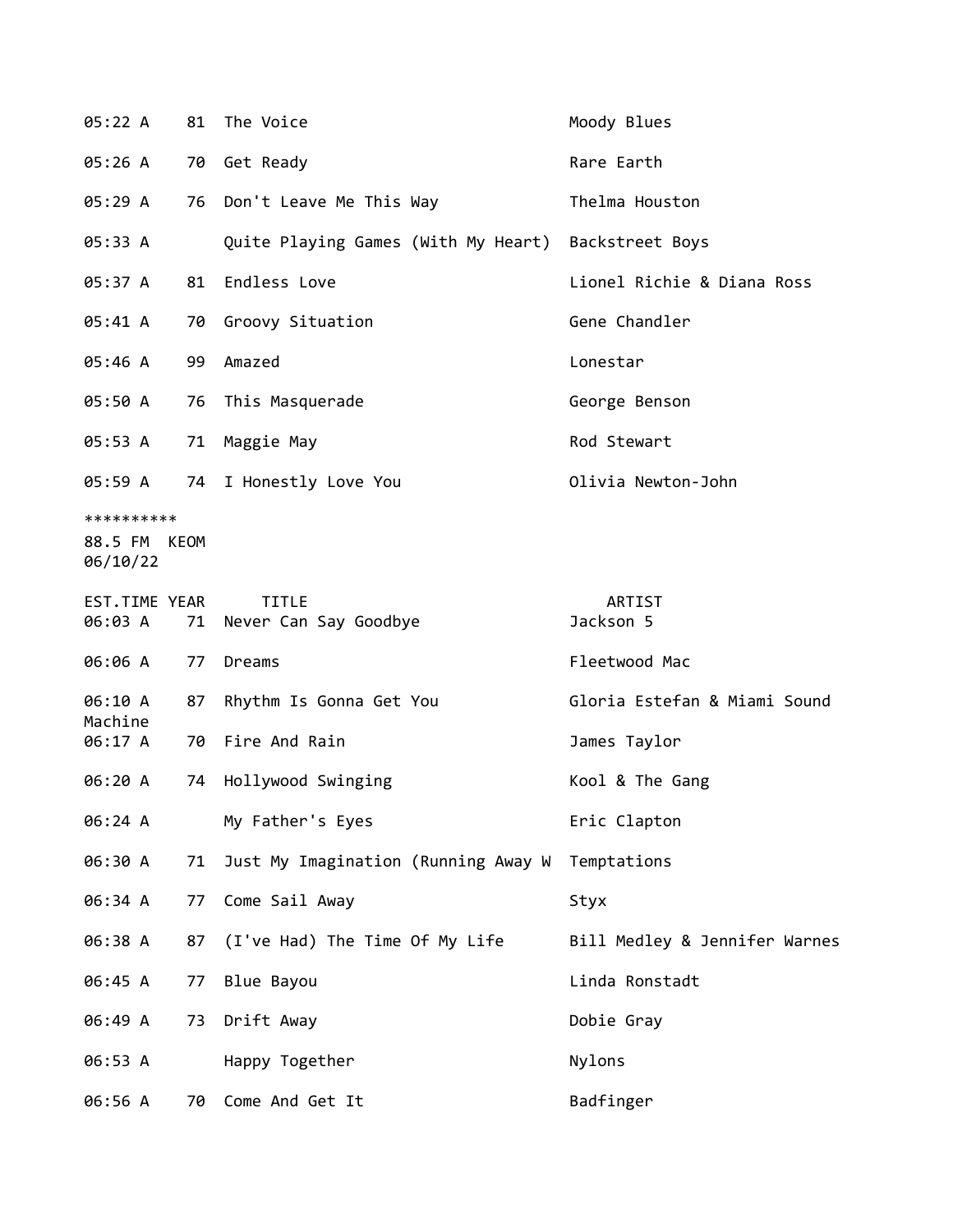| EST.TIME | YEAR | TITLE | ARTIST |
|---|---|---|---|
| 05:22 A | 81 | The Voice | Moody Blues |
| 05:26 A | 70 | Get Ready | Rare Earth |
| 05:29 A | 76 | Don't Leave Me This Way | Thelma Houston |
| 05:33 A | | Quite Playing Games (With My Heart) | Backstreet Boys |
| 05:37 A | 81 | Endless Love | Lionel Richie & Diana Ross |
| 05:41 A | 70 | Groovy Situation | Gene Chandler |
| 05:46 A | 99 | Amazed | Lonestar |
| 05:50 A | 76 | This Masquerade | George Benson |
| 05:53 A | 71 | Maggie May | Rod Stewart |
| 05:59 A | 74 | I Honestly Love You | Olivia Newton-John |

**********
88.5 FM KEOM
06/10/22

| EST.TIME | YEAR | TITLE | ARTIST |
|---|---|---|---|
| 06:03 A | 71 | Never Can Say Goodbye | Jackson 5 |
| 06:06 A | 77 | Dreams | Fleetwood Mac |
| 06:10 A | 87 | Rhythm Is Gonna Get You | Gloria Estefan & Miami Sound Machine |
| 06:17 A | 70 | Fire And Rain | James Taylor |
| 06:20 A | 74 | Hollywood Swinging | Kool & The Gang |
| 06:24 A | | My Father's Eyes | Eric Clapton |
| 06:30 A | 71 | Just My Imagination (Running Away W | Temptations |
| 06:34 A | 77 | Come Sail Away | Styx |
| 06:38 A | 87 | (I've Had) The Time Of My Life | Bill Medley & Jennifer Warnes |
| 06:45 A | 77 | Blue Bayou | Linda Ronstadt |
| 06:49 A | 73 | Drift Away | Dobie Gray |
| 06:53 A | | Happy Together | Nylons |
| 06:56 A | 70 | Come And Get It | Badfinger |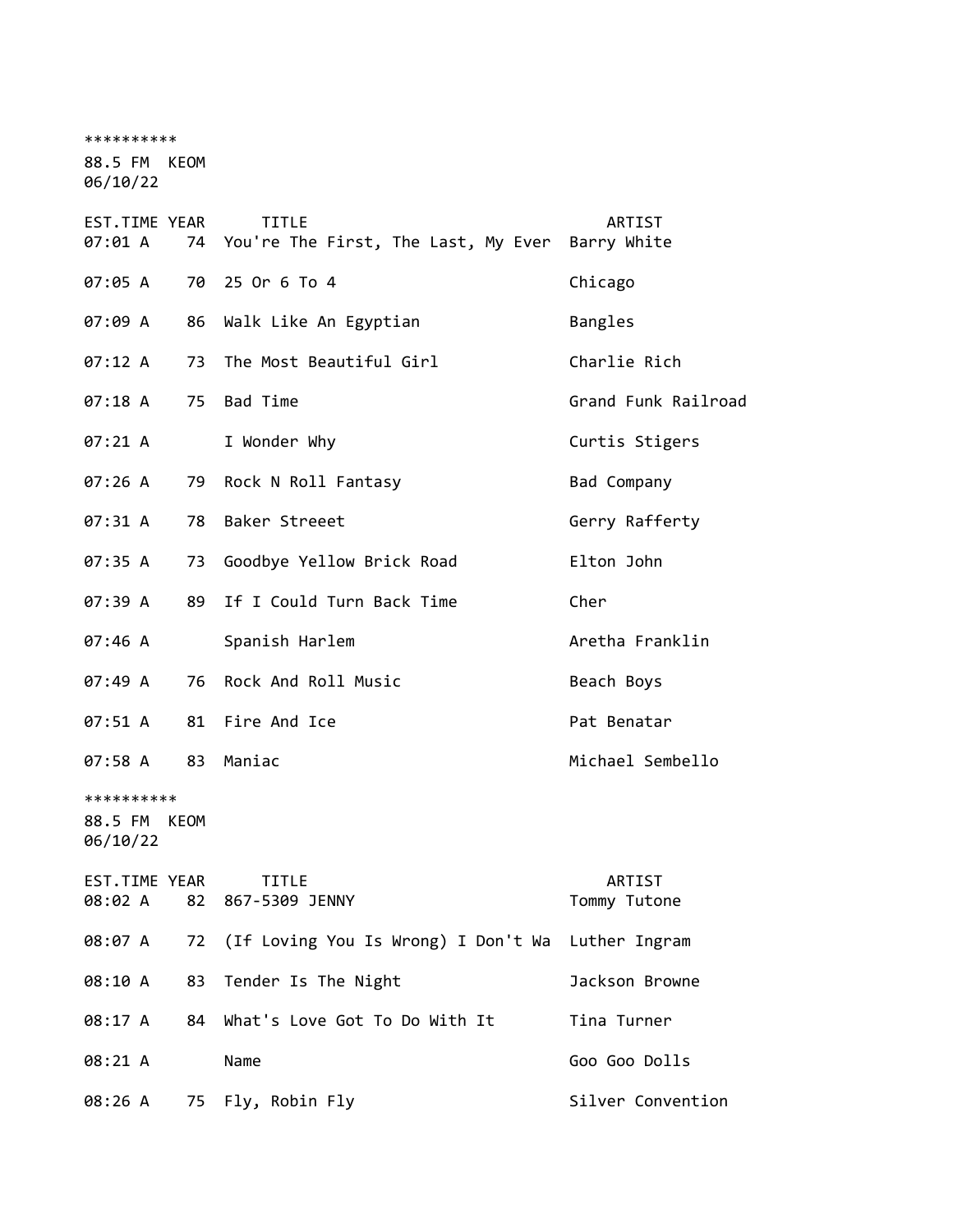**********
88.5 FM KEOM
06/10/22

| EST.TIME | YEAR | TITLE | ARTIST |
|---|---|---|---|
| 07:01 A | 74 | You're The First, The Last, My Ever | Barry White |
| 07:05 A | 70 | 25 Or 6 To 4 | Chicago |
| 07:09 A | 86 | Walk Like An Egyptian | Bangles |
| 07:12 A | 73 | The Most Beautiful Girl | Charlie Rich |
| 07:18 A | 75 | Bad Time | Grand Funk Railroad |
| 07:21 A | | I Wonder Why | Curtis Stigers |
| 07:26 A | 79 | Rock N Roll Fantasy | Bad Company |
| 07:31 A | 78 | Baker Streeet | Gerry Rafferty |
| 07:35 A | 73 | Goodbye Yellow Brick Road | Elton John |
| 07:39 A | 89 | If I Could Turn Back Time | Cher |
| 07:46 A | | Spanish Harlem | Aretha Franklin |
| 07:49 A | 76 | Rock And Roll Music | Beach Boys |
| 07:51 A | 81 | Fire And Ice | Pat Benatar |
| 07:58 A | 83 | Maniac | Michael Sembello |

**********
88.5 FM KEOM
06/10/22

| EST.TIME | YEAR | TITLE | ARTIST |
|---|---|---|---|
| 08:02 A | 82 | 867-5309 JENNY | Tommy Tutone |
| 08:07 A | 72 | (If Loving You Is Wrong) I Don't Wa | Luther Ingram |
| 08:10 A | 83 | Tender Is The Night | Jackson Browne |
| 08:17 A | 84 | What's Love Got To Do With It | Tina Turner |
| 08:21 A | | Name | Goo Goo Dolls |
| 08:26 A | 75 | Fly, Robin Fly | Silver Convention |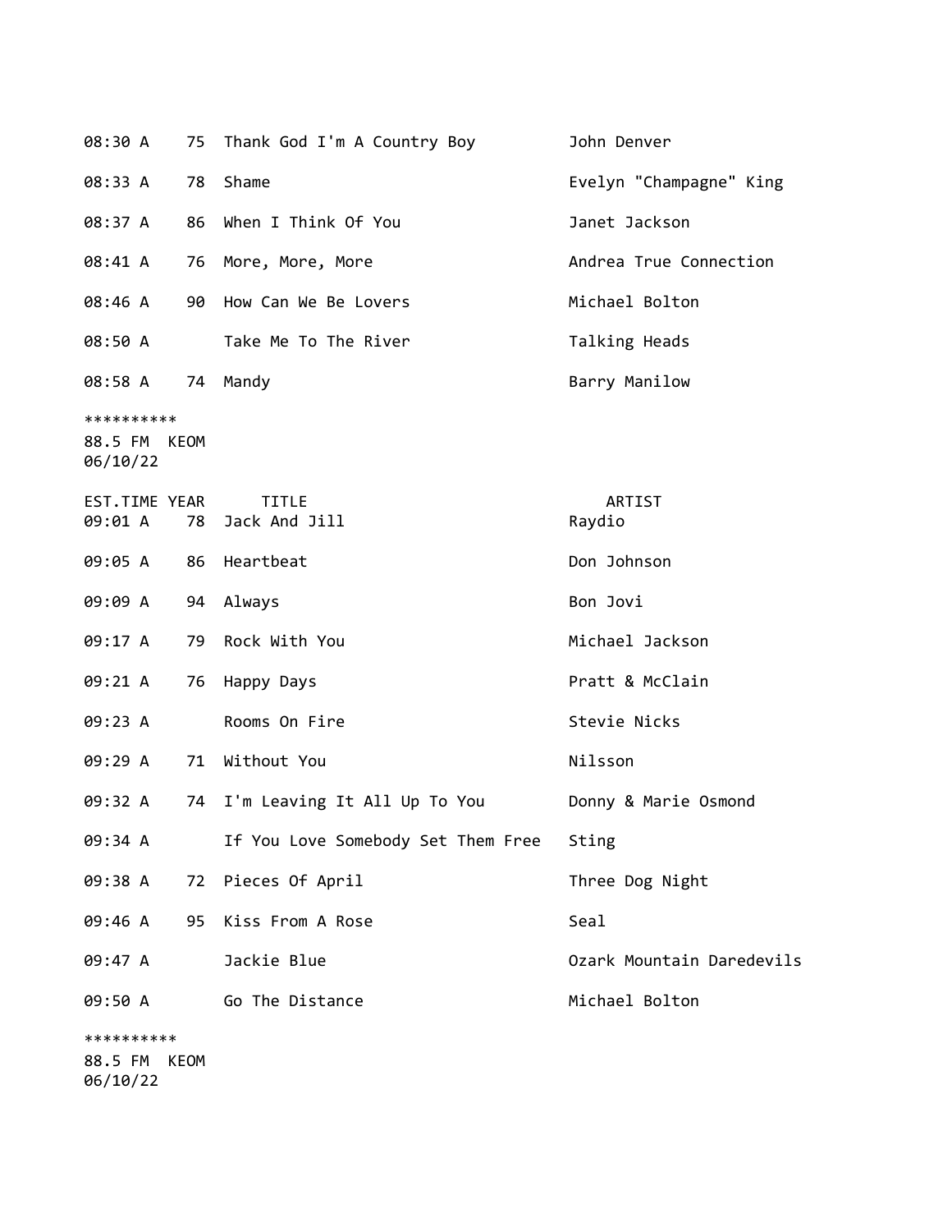| EST.TIME | YEAR | TITLE | ARTIST |
|---|---|---|---|
| 08:30 A | 75 | Thank God I'm A Country Boy | John Denver |
| 08:33 A | 78 | Shame | Evelyn "Champagne" King |
| 08:37 A | 86 | When I Think Of You | Janet Jackson |
| 08:41 A | 76 | More, More, More | Andrea True Connection |
| 08:46 A | 90 | How Can We Be Lovers | Michael Bolton |
| 08:50 A | | Take Me To The River | Talking Heads |
| 08:58 A | 74 | Mandy | Barry Manilow |

**********
88.5 FM KEOM
06/10/22

| EST.TIME | YEAR | TITLE | ARTIST |
|---|---|---|---|
| 09:01 A | 78 | Jack And Jill | Raydio |
| 09:05 A | 86 | Heartbeat | Don Johnson |
| 09:09 A | 94 | Always | Bon Jovi |
| 09:17 A | 79 | Rock With You | Michael Jackson |
| 09:21 A | 76 | Happy Days | Pratt & McClain |
| 09:23 A | | Rooms On Fire | Stevie Nicks |
| 09:29 A | 71 | Without You | Nilsson |
| 09:32 A | 74 | I'm Leaving It All Up To You | Donny & Marie Osmond |
| 09:34 A | | If You Love Somebody Set Them Free | Sting |
| 09:38 A | 72 | Pieces Of April | Three Dog Night |
| 09:46 A | 95 | Kiss From A Rose | Seal |
| 09:47 A | | Jackie Blue | Ozark Mountain Daredevils |
| 09:50 A | | Go The Distance | Michael Bolton |

**********
88.5 FM KEOM
06/10/22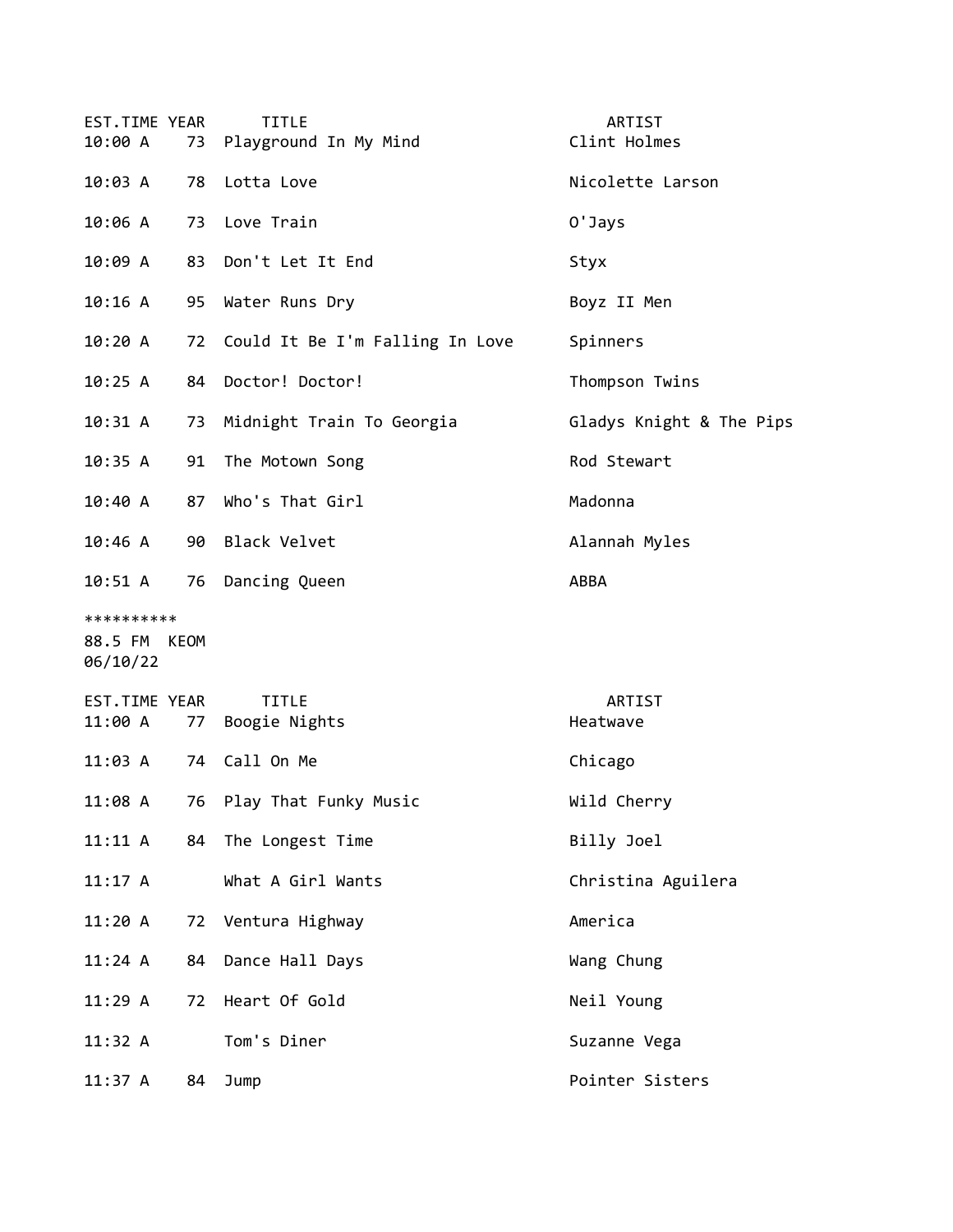| EST.TIME | YEAR | TITLE | ARTIST |
|---|---|---|---|
| 10:00 A | 73 | Playground In My Mind | Clint Holmes |
| 10:03 A | 78 | Lotta Love | Nicolette Larson |
| 10:06 A | 73 | Love Train | O'Jays |
| 10:09 A | 83 | Don't Let It End | Styx |
| 10:16 A | 95 | Water Runs Dry | Boyz II Men |
| 10:20 A | 72 | Could It Be I'm Falling In Love | Spinners |
| 10:25 A | 84 | Doctor! Doctor! | Thompson Twins |
| 10:31 A | 73 | Midnight Train To Georgia | Gladys Knight & The Pips |
| 10:35 A | 91 | The Motown Song | Rod Stewart |
| 10:40 A | 87 | Who's That Girl | Madonna |
| 10:46 A | 90 | Black Velvet | Alannah Myles |
| 10:51 A | 76 | Dancing Queen | ABBA |

**********
88.5 FM KEOM
06/10/22

| EST.TIME | YEAR | TITLE | ARTIST |
|---|---|---|---|
| 11:00 A | 77 | Boogie Nights | Heatwave |
| 11:03 A | 74 | Call On Me | Chicago |
| 11:08 A | 76 | Play That Funky Music | Wild Cherry |
| 11:11 A | 84 | The Longest Time | Billy Joel |
| 11:17 A | | What A Girl Wants | Christina Aguilera |
| 11:20 A | 72 | Ventura Highway | America |
| 11:24 A | 84 | Dance Hall Days | Wang Chung |
| 11:29 A | 72 | Heart Of Gold | Neil Young |
| 11:32 A | | Tom's Diner | Suzanne Vega |
| 11:37 A | 84 | Jump | Pointer Sisters |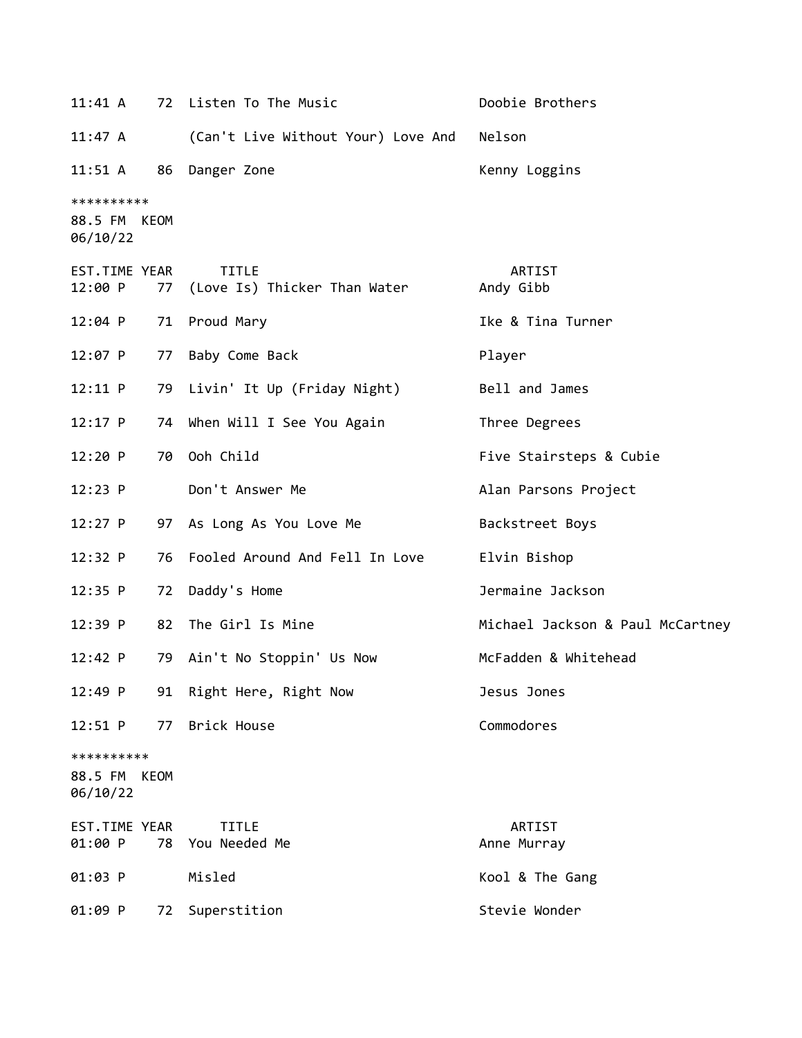| EST.TIME | YEAR | TITLE | ARTIST |
|---|---|---|---|
| 11:41 A | 72 | Listen To The Music | Doobie Brothers |
| 11:47 A | | (Can't Live Without Your) Love And | Nelson |
| 11:51 A | 86 | Danger Zone | Kenny Loggins |

**********
88.5 FM KEOM
06/10/22

| EST.TIME | YEAR | TITLE | ARTIST |
|---|---|---|---|
| 12:00 P | 77 | (Love Is) Thicker Than Water | Andy Gibb |
| 12:04 P | 71 | Proud Mary | Ike & Tina Turner |
| 12:07 P | 77 | Baby Come Back | Player |
| 12:11 P | 79 | Livin' It Up (Friday Night) | Bell and James |
| 12:17 P | 74 | When Will I See You Again | Three Degrees |
| 12:20 P | 70 | Ooh Child | Five Stairsteps & Cubie |
| 12:23 P | | Don't Answer Me | Alan Parsons Project |
| 12:27 P | 97 | As Long As You Love Me | Backstreet Boys |
| 12:32 P | 76 | Fooled Around And Fell In Love | Elvin Bishop |
| 12:35 P | 72 | Daddy's Home | Jermaine Jackson |
| 12:39 P | 82 | The Girl Is Mine | Michael Jackson & Paul McCartney |
| 12:42 P | 79 | Ain't No Stoppin' Us Now | McFadden & Whitehead |
| 12:49 P | 91 | Right Here, Right Now | Jesus Jones |
| 12:51 P | 77 | Brick House | Commodores |

**********
88.5 FM KEOM
06/10/22

| EST.TIME | YEAR | TITLE | ARTIST |
|---|---|---|---|
| 01:00 P | 78 | You Needed Me | Anne Murray |
| 01:03 P | | Misled | Kool & The Gang |
| 01:09 P | 72 | Superstition | Stevie Wonder |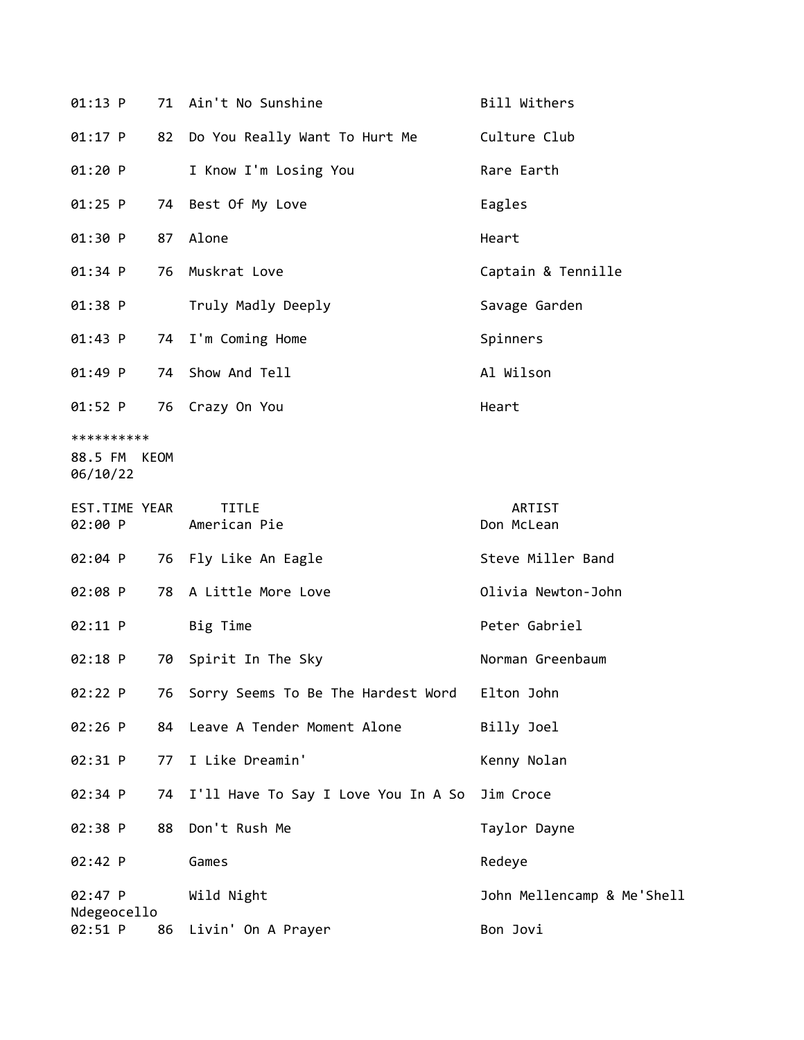| EST.TIME | YEAR | TITLE | ARTIST |
|---|---|---|---|
| 01:13 P | 71 | Ain't No Sunshine | Bill Withers |
| 01:17 P | 82 | Do You Really Want To Hurt Me | Culture Club |
| 01:20 P | | I Know I'm Losing You | Rare Earth |
| 01:25 P | 74 | Best Of My Love | Eagles |
| 01:30 P | 87 | Alone | Heart |
| 01:34 P | 76 | Muskrat Love | Captain & Tennille |
| 01:38 P | | Truly Madly Deeply | Savage Garden |
| 01:43 P | 74 | I'm Coming Home | Spinners |
| 01:49 P | 74 | Show And Tell | Al Wilson |
| 01:52 P | 76 | Crazy On You | Heart |

**********
88.5 FM KEOM
06/10/22

| EST.TIME | YEAR | TITLE | ARTIST |
|---|---|---|---|
| 02:00 P | | American Pie | Don McLean |
| 02:04 P | 76 | Fly Like An Eagle | Steve Miller Band |
| 02:08 P | 78 | A Little More Love | Olivia Newton-John |
| 02:11 P | | Big Time | Peter Gabriel |
| 02:18 P | 70 | Spirit In The Sky | Norman Greenbaum |
| 02:22 P | 76 | Sorry Seems To Be The Hardest Word | Elton John |
| 02:26 P | 84 | Leave A Tender Moment Alone | Billy Joel |
| 02:31 P | 77 | I Like Dreamin' | Kenny Nolan |
| 02:34 P | 74 | I'll Have To Say I Love You In A So | Jim Croce |
| 02:38 P | 88 | Don't Rush Me | Taylor Dayne |
| 02:42 P | | Games | Redeye |
| 02:47 P | | Wild Night | John Mellencamp & Me'Shell Ndegeocello |
| 02:51 P | 86 | Livin' On A Prayer | Bon Jovi |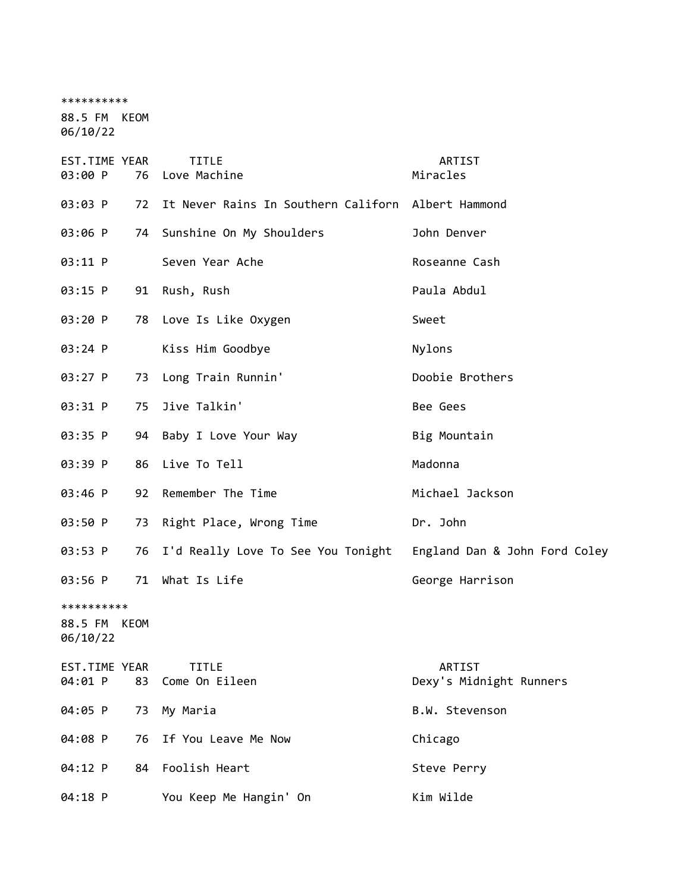**********

88.5 FM KEOM

06/10/22

| EST.TIME | YEAR | TITLE | ARTIST |
|---|---|---|---|
| 03:00 P | 76 | Love Machine | Miracles |
| 03:03 P | 72 | It Never Rains In Southern Californ | Albert Hammond |
| 03:06 P | 74 | Sunshine On My Shoulders | John Denver |
| 03:11 P | | Seven Year Ache | Roseanne Cash |
| 03:15 P | 91 | Rush, Rush | Paula Abdul |
| 03:20 P | 78 | Love Is Like Oxygen | Sweet |
| 03:24 P | | Kiss Him Goodbye | Nylons |
| 03:27 P | 73 | Long Train Runnin' | Doobie Brothers |
| 03:31 P | 75 | Jive Talkin' | Bee Gees |
| 03:35 P | 94 | Baby I Love Your Way | Big Mountain |
| 03:39 P | 86 | Live To Tell | Madonna |
| 03:46 P | 92 | Remember The Time | Michael Jackson |
| 03:50 P | 73 | Right Place, Wrong Time | Dr. John |
| 03:53 P | 76 | I'd Really Love To See You Tonight | England Dan & John Ford Coley |
| 03:56 P | 71 | What Is Life | George Harrison |

**********

88.5 FM KEOM

06/10/22

| EST.TIME | YEAR | TITLE | ARTIST |
|---|---|---|---|
| 04:01 P | 83 | Come On Eileen | Dexy's Midnight Runners |
| 04:05 P | 73 | My Maria | B.W. Stevenson |
| 04:08 P | 76 | If You Leave Me Now | Chicago |
| 04:12 P | 84 | Foolish Heart | Steve Perry |
| 04:18 P | | You Keep Me Hangin' On | Kim Wilde |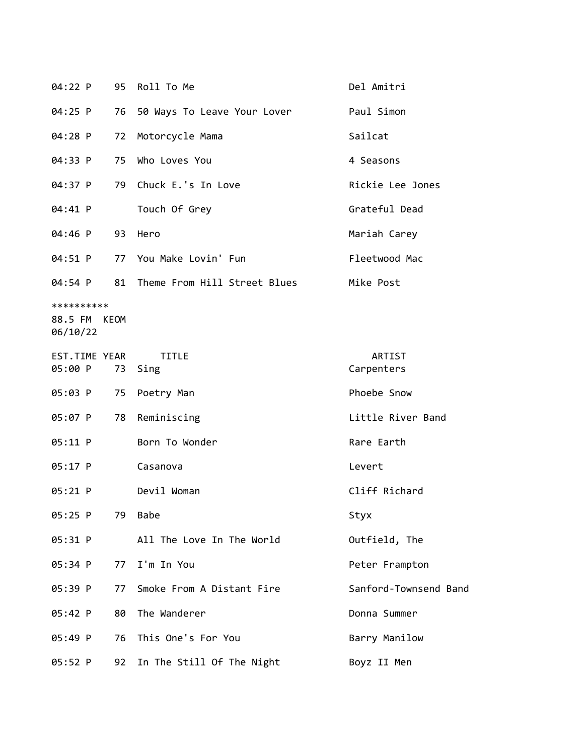| | | | |
|---|---|---|---|
| 04:22 P | 95 | Roll To Me | Del Amitri |
| 04:25 P | 76 | 50 Ways To Leave Your Lover | Paul Simon |
| 04:28 P | 72 | Motorcycle Mama | Sailcat |
| 04:33 P | 75 | Who Loves You | 4 Seasons |
| 04:37 P | 79 | Chuck E.'s In Love | Rickie Lee Jones |
| 04:41 P | | Touch Of Grey | Grateful Dead |
| 04:46 P | 93 | Hero | Mariah Carey |
| 04:51 P | 77 | You Make Lovin' Fun | Fleetwood Mac |
| 04:54 P | 81 | Theme From Hill Street Blues | Mike Post |

**********
88.5 FM KEOM
06/10/22

| EST.TIME | YEAR | TITLE | ARTIST |
|---|---|---|---|
| 05:00 P | 73 | Sing | Carpenters |
| 05:03 P | 75 | Poetry Man | Phoebe Snow |
| 05:07 P | 78 | Reminiscing | Little River Band |
| 05:11 P | | Born To Wonder | Rare Earth |
| 05:17 P | | Casanova | Levert |
| 05:21 P | | Devil Woman | Cliff Richard |
| 05:25 P | 79 | Babe | Styx |
| 05:31 P | | All The Love In The World | Outfield, The |
| 05:34 P | 77 | I'm In You | Peter Frampton |
| 05:39 P | 77 | Smoke From A Distant Fire | Sanford-Townsend Band |
| 05:42 P | 80 | The Wanderer | Donna Summer |
| 05:49 P | 76 | This One's For You | Barry Manilow |
| 05:52 P | 92 | In The Still Of The Night | Boyz II Men |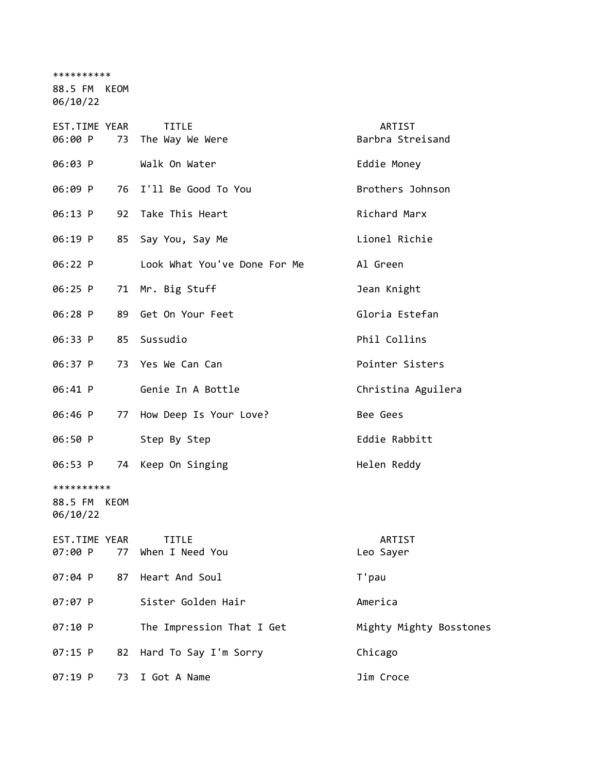**********

88.5 FM KEOM

06/10/22

| EST.TIME | YEAR | TITLE | ARTIST |
|---|---|---|---|
| 06:00 P | 73 | The Way We Were | Barbra Streisand |
| 06:03 P | | Walk On Water | Eddie Money |
| 06:09 P | 76 | I'll Be Good To You | Brothers Johnson |
| 06:13 P | 92 | Take This Heart | Richard Marx |
| 06:19 P | 85 | Say You, Say Me | Lionel Richie |
| 06:22 P | | Look What You've Done For Me | Al Green |
| 06:25 P | 71 | Mr. Big Stuff | Jean Knight |
| 06:28 P | 89 | Get On Your Feet | Gloria Estefan |
| 06:33 P | 85 | Sussudio | Phil Collins |
| 06:37 P | 73 | Yes We Can Can | Pointer Sisters |
| 06:41 P | | Genie In A Bottle | Christina Aguilera |
| 06:46 P | 77 | How Deep Is Your Love? | Bee Gees |
| 06:50 P | | Step By Step | Eddie Rabbitt |
| 06:53 P | 74 | Keep On Singing | Helen Reddy |

**********

88.5 FM KEOM

06/10/22

| EST.TIME | YEAR | TITLE | ARTIST |
|---|---|---|---|
| 07:00 P | 77 | When I Need You | Leo Sayer |
| 07:04 P | 87 | Heart And Soul | T'pau |
| 07:07 P | | Sister Golden Hair | America |
| 07:10 P | | The Impression That I Get | Mighty Mighty Bosstones |
| 07:15 P | 82 | Hard To Say I'm Sorry | Chicago |
| 07:19 P | 73 | I Got A Name | Jim Croce |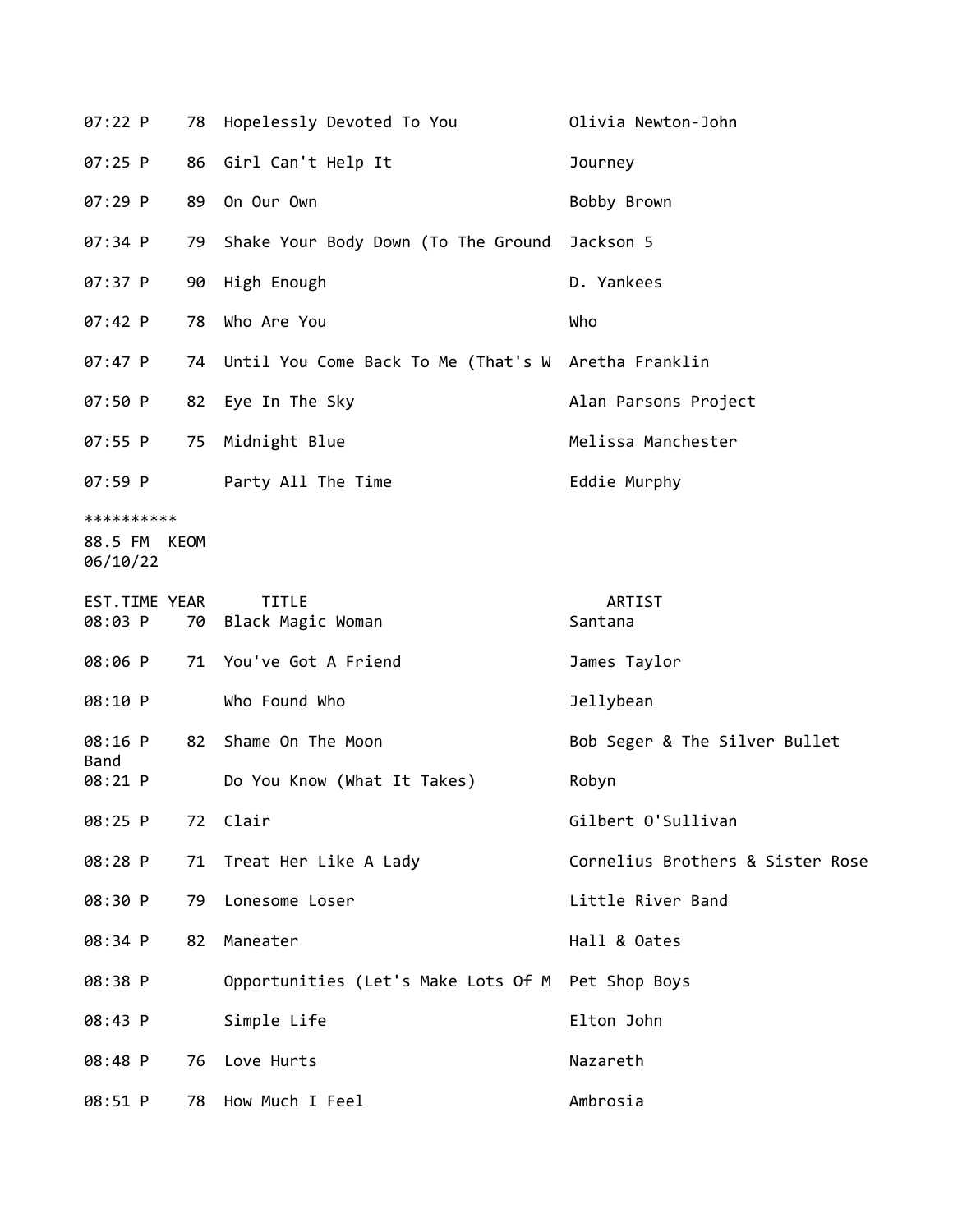| EST.TIME | YEAR | TITLE | ARTIST |
|---|---|---|---|
| 07:22 P | 78 | Hopelessly Devoted To You | Olivia Newton-John |
| 07:25 P | 86 | Girl Can't Help It | Journey |
| 07:29 P | 89 | On Our Own | Bobby Brown |
| 07:34 P | 79 | Shake Your Body Down (To The Ground | Jackson 5 |
| 07:37 P | 90 | High Enough | D. Yankees |
| 07:42 P | 78 | Who Are You | Who |
| 07:47 P | 74 | Until You Come Back To Me (That's W | Aretha Franklin |
| 07:50 P | 82 | Eye In The Sky | Alan Parsons Project |
| 07:55 P | 75 | Midnight Blue | Melissa Manchester |
| 07:59 P | | Party All The Time | Eddie Murphy |

**********

88.5 FM KEOM
06/10/22

| EST.TIME | YEAR | TITLE | ARTIST |
|---|---|---|---|
| 08:03 P | 70 | Black Magic Woman | Santana |
| 08:06 P | 71 | You've Got A Friend | James Taylor |
| 08:10 P | | Who Found Who | Jellybean |
| 08:16 P | 82 | Shame On The Moon | Bob Seger & The Silver Bullet Band |
| 08:21 P | | Do You Know (What It Takes) | Robyn |
| 08:25 P | 72 | Clair | Gilbert O'Sullivan |
| 08:28 P | 71 | Treat Her Like A Lady | Cornelius Brothers & Sister Rose |
| 08:30 P | 79 | Lonesome Loser | Little River Band |
| 08:34 P | 82 | Maneater | Hall & Oates |
| 08:38 P | | Opportunities (Let's Make Lots Of M | Pet Shop Boys |
| 08:43 P | | Simple Life | Elton John |
| 08:48 P | 76 | Love Hurts | Nazareth |
| 08:51 P | 78 | How Much I Feel | Ambrosia |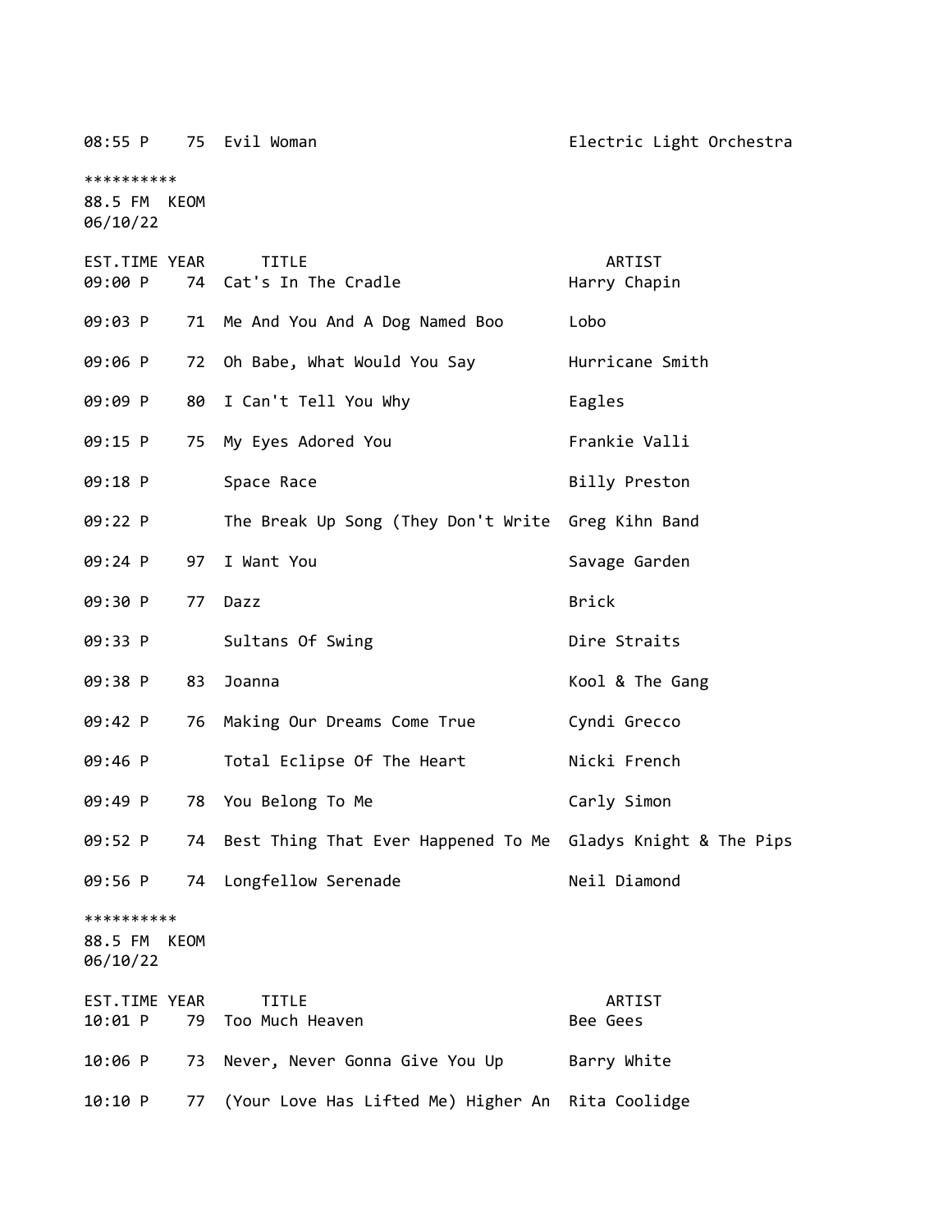| EST.TIME | YEAR | TITLE | ARTIST |
|---|---|---|---|
| 08:55 P | 75 | Evil Woman | Electric Light Orchestra |

**********
88.5 FM KEOM
06/10/22

| EST.TIME | YEAR | TITLE | ARTIST |
|---|---|---|---|
| 09:00 P | 74 | Cat's In The Cradle | Harry Chapin |
| 09:03 P | 71 | Me And You And A Dog Named Boo | Lobo |
| 09:06 P | 72 | Oh Babe, What Would You Say | Hurricane Smith |
| 09:09 P | 80 | I Can't Tell You Why | Eagles |
| 09:15 P | 75 | My Eyes Adored You | Frankie Valli |
| 09:18 P | | Space Race | Billy Preston |
| 09:22 P | | The Break Up Song (They Don't Write | Greg Kihn Band |
| 09:24 P | 97 | I Want You | Savage Garden |
| 09:30 P | 77 | Dazz | Brick |
| 09:33 P | | Sultans Of Swing | Dire Straits |
| 09:38 P | 83 | Joanna | Kool & The Gang |
| 09:42 P | 76 | Making Our Dreams Come True | Cyndi Grecco |
| 09:46 P | | Total Eclipse Of The Heart | Nicki French |
| 09:49 P | 78 | You Belong To Me | Carly Simon |
| 09:52 P | 74 | Best Thing That Ever Happened To Me | Gladys Knight & The Pips |
| 09:56 P | 74 | Longfellow Serenade | Neil Diamond |

**********
88.5 FM KEOM
06/10/22

| EST.TIME | YEAR | TITLE | ARTIST |
|---|---|---|---|
| 10:01 P | 79 | Too Much Heaven | Bee Gees |
| 10:06 P | 73 | Never, Never Gonna Give You Up | Barry White |
| 10:10 P | 77 | (Your Love Has Lifted Me) Higher An | Rita Coolidge |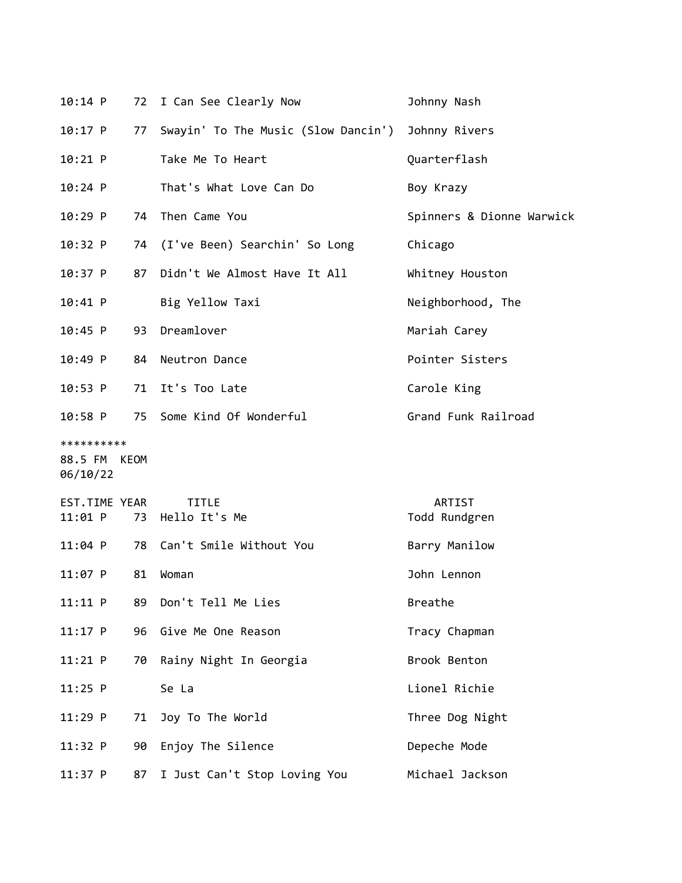| EST.TIME | YEAR | TITLE | ARTIST |
|---|---|---|---|
| 10:14 P | 72 | I Can See Clearly Now | Johnny Nash |
| 10:17 P | 77 | Swayin' To The Music (Slow Dancin') | Johnny Rivers |
| 10:21 P | | Take Me To Heart | Quarterflash |
| 10:24 P | | That's What Love Can Do | Boy Krazy |
| 10:29 P | 74 | Then Came You | Spinners & Dionne Warwick |
| 10:32 P | 74 | (I've Been) Searchin' So Long | Chicago |
| 10:37 P | 87 | Didn't We Almost Have It All | Whitney Houston |
| 10:41 P | | Big Yellow Taxi | Neighborhood, The |
| 10:45 P | 93 | Dreamlover | Mariah Carey |
| 10:49 P | 84 | Neutron Dance | Pointer Sisters |
| 10:53 P | 71 | It's Too Late | Carole King |
| 10:58 P | 75 | Some Kind Of Wonderful | Grand Funk Railroad |

**********
88.5 FM KEOM
06/10/22

| EST.TIME | YEAR | TITLE | ARTIST |
|---|---|---|---|
| 11:01 P | 73 | Hello It's Me | Todd Rundgren |
| 11:04 P | 78 | Can't Smile Without You | Barry Manilow |
| 11:07 P | 81 | Woman | John Lennon |
| 11:11 P | 89 | Don't Tell Me Lies | Breathe |
| 11:17 P | 96 | Give Me One Reason | Tracy Chapman |
| 11:21 P | 70 | Rainy Night In Georgia | Brook Benton |
| 11:25 P | | Se La | Lionel Richie |
| 11:29 P | 71 | Joy To The World | Three Dog Night |
| 11:32 P | 90 | Enjoy The Silence | Depeche Mode |
| 11:37 P | 87 | I Just Can't Stop Loving You | Michael Jackson |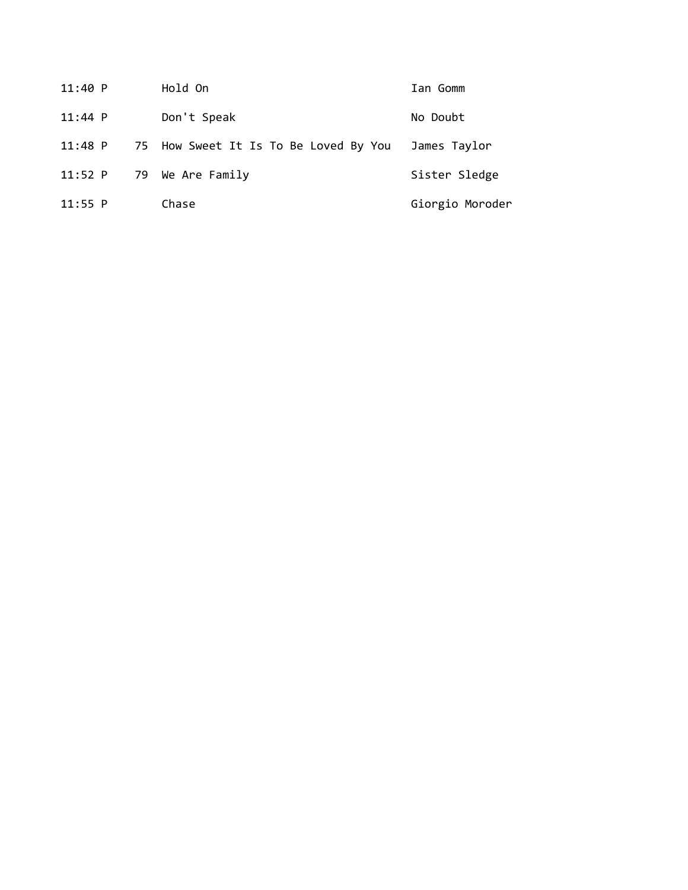| | | | |
|---|---|---|---|
| 11:40 P | | Hold On | Ian Gomm |
| 11:44 P | | Don't Speak | No Doubt |
| 11:48 P | 75 | How Sweet It Is To Be Loved By You | James Taylor |
| 11:52 P | 79 | We Are Family | Sister Sledge |
| 11:55 P | | Chase | Giorgio Moroder |